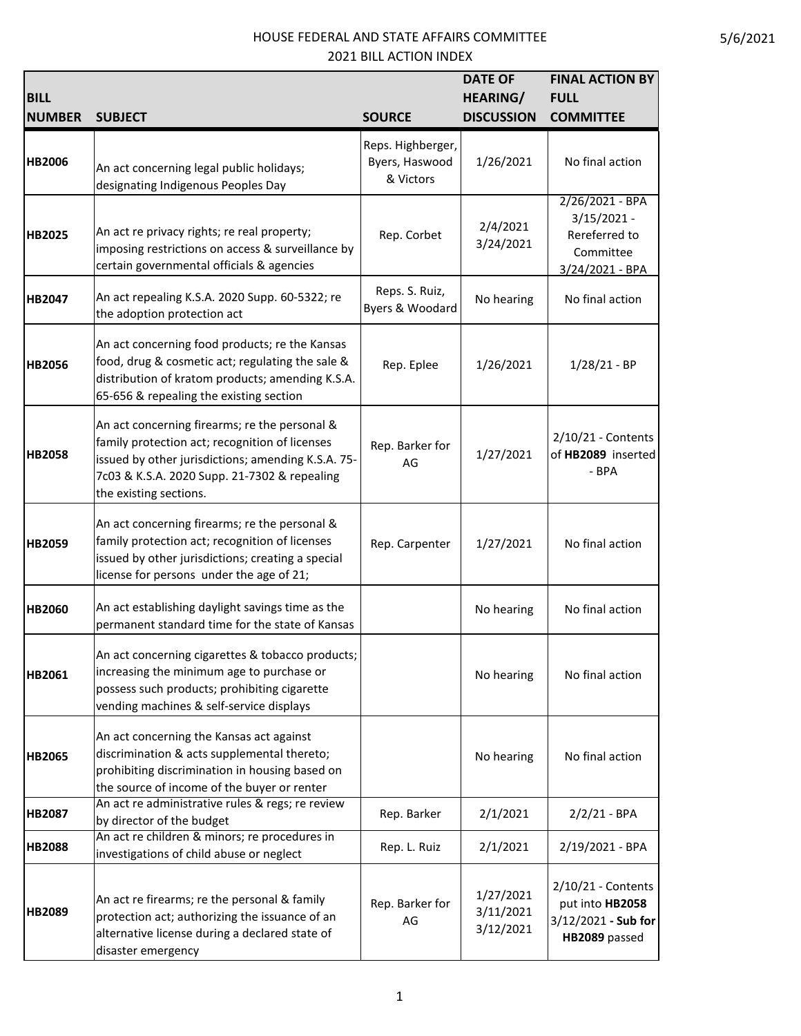# HOUSE FEDERAL AND STATE AFFAIRS COMMITTEE

## 2021 BILL ACTION INDEX

| BILL NUMBER | SUBJECT | SOURCE | DATE OF HEARING/ DISCUSSION | FINAL ACTION BY FULL COMMITTEE |
|---|---|---|---|---|
| **HB2006** | An act concerning legal public holidays; designating Indigenous Peoples Day | Reps. Highberger, Byers, Haswood & Victors | 1/26/2021 | No final action |
| **HB2025** | An act re privacy rights; re real property; imposing restrictions on access & surveillance by certain governmental officials & agencies | Rep. Corbet | 2/4/2021 3/24/2021 | ~~2/26/2021 - BPA~~ 3/15/2021 - Rereferred to Committee 3/24/2021 - BPA |
| **HB2047** | An act repealing K.S.A. 2020 Supp. 60-5322; re the adoption protection act | Reps. S. Ruiz, Byers & Woodard | No hearing | No final action |
| **HB2056** | An act concerning food products; re the Kansas food, drug & cosmetic act; regulating the sale & distribution of kratom products; amending K.S.A. 65-656 & repealing the existing section | Rep. Eplee | 1/26/2021 | 1/28/21 - BP |
| **HB2058** | An act concerning firearms; re the personal & family protection act; recognition of licenses issued by other jurisdictions; amending K.S.A. 75-7c03 & K.S.A. 2020 Supp. 21-7302 & repealing the existing sections. | Rep. Barker for AG | 1/27/2021 | 2/10/21 - Contents of **HB2089** inserted - BPA |
| **HB2059** | An act concerning firearms; re the personal & family protection act; recognition of licenses issued by other jurisdictions; creating a special license for persons under the age of 21; | Rep. Carpenter | 1/27/2021 | No final action |
| **HB2060** | An act establishing daylight savings time as the permanent standard time for the state of Kansas | | No hearing | No final action |
| **HB2061** | An act concerning cigarettes & tobacco products; increasing the minimum age to purchase or possess such products; prohibiting cigarette vending machines & self-service displays | | No hearing | No final action |
| **HB2065** | An act concerning the Kansas act against discrimination & acts supplemental thereto; prohibiting discrimination in housing based on the source of income of the buyer or renter | | No hearing | No final action |
| **HB2087** | An act re administrative rules & regs; re review by director of the budget | Rep. Barker | 2/1/2021 | 2/2/21 - BPA |
| **HB2088** | An act re children & minors; re procedures in investigations of child abuse or neglect | Rep. L. Ruiz | 2/1/2021 | 2/19/2021 - BPA |
| **HB2089** | An act re firearms; re the personal & family protection act; authorizing the issuance of an alternative license during a declared state of disaster emergency | Rep. Barker for AG | 1/27/2021 3/11/2021 3/12/2021 | 2/10/21 - Contents put into **HB2058** 3/12/2021 **- Sub for HB2089** passed |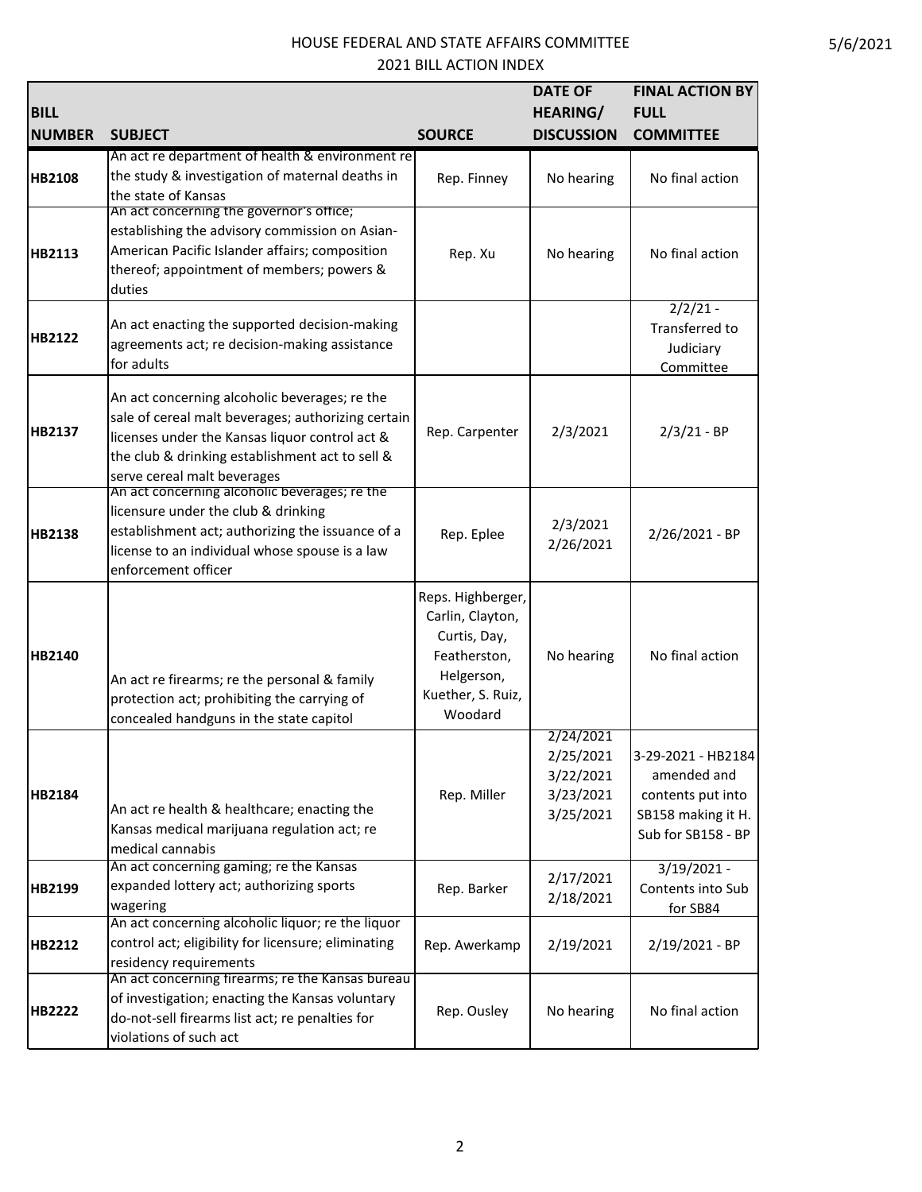# HOUSE FEDERAL AND STATE AFFAIRS COMMITTEE

## 2021 BILL ACTION INDEX

| BILL NUMBER | SUBJECT | SOURCE | DATE OF HEARING/ DISCUSSION | FINAL ACTION BY FULL COMMITTEE |
|---|---|---|---|---|
| HB2108 | An act re department of health & environment re the study & investigation of maternal deaths in the state of Kansas | Rep. Finney | No hearing | No final action |
| HB2113 | An act concerning the governor's office; establishing the advisory commission on Asian-American Pacific Islander affairs; composition thereof; appointment of members; powers & duties | Rep. Xu | No hearing | No final action |
| HB2122 | An act enacting the supported decision-making agreements act; re decision-making assistance for adults | | | 2/2/21 - Transferred to Judiciary Committee |
| HB2137 | An act concerning alcoholic beverages; re the sale of cereal malt beverages; authorizing certain licenses under the Kansas liquor control act & the club & drinking establishment act to sell & serve cereal malt beverages | Rep. Carpenter | 2/3/2021 | 2/3/21 - BP |
| HB2138 | An act concerning alcoholic beverages; re the licensure under the club & drinking establishment act; authorizing the issuance of a license to an individual whose spouse is a law enforcement officer | Rep. Eplee | 2/3/2021 2/26/2021 | 2/26/2021 - BP |
| HB2140 | An act re firearms; re the personal & family protection act; prohibiting the carrying of concealed handguns in the state capitol | Reps. Highberger, Carlin, Clayton, Curtis, Day, Featherston, Helgerson, Kuether, S. Ruiz, Woodard | No hearing | No final action |
| HB2184 | An act re health & healthcare; enacting the Kansas medical marijuana regulation act; re medical cannabis | Rep. Miller | 2/24/2021 2/25/2021 3/22/2021 3/23/2021 3/25/2021 | 3-29-2021 - HB2184 amended and contents put into SB158 making it H. Sub for SB158 - BP |
| HB2199 | An act concerning gaming; re the Kansas expanded lottery act; authorizing sports wagering | Rep. Barker | 2/17/2021 2/18/2021 | 3/19/2021 - Contents into Sub for SB84 |
| HB2212 | An act concerning alcoholic liquor; re the liquor control act; eligibility for licensure; eliminating residency requirements | Rep. Awerkamp | 2/19/2021 | 2/19/2021 - BP |
| HB2222 | An act concerning firearms; re the Kansas bureau of investigation; enacting the Kansas voluntary do-not-sell firearms list act; re penalties for violations of such act | Rep. Ousley | No hearing | No final action |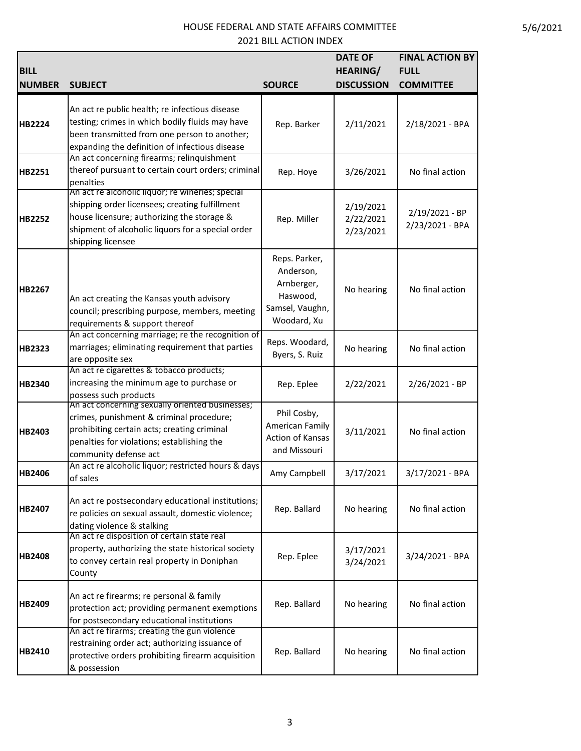HOUSE FEDERAL AND STATE AFFAIRS COMMITTEE

2021 BILL ACTION INDEX

| BILL NUMBER | SUBJECT | SOURCE | DATE OF HEARING/ DISCUSSION | FINAL ACTION BY FULL COMMITTEE |
|---|---|---|---|---|
| **HB2224** | An act re public health; re infectious disease testing; crimes in which bodily fluids may have been transmitted from one person to another; expanding the definition of infectious disease | Rep. Barker | 2/11/2021 | 2/18/2021 - BPA |
| **HB2251** | An act concerning firearms; relinquishment thereof pursuant to certain court orders; criminal penalties | Rep. Hoye | 3/26/2021 | No final action |
| **HB2252** | An act re alcoholic liquor; re wineries; special shipping order licensees; creating fulfillment house licensure; authorizing the storage & shipment of alcoholic liquors for a special order shipping licensee | Rep. Miller | 2/19/2021 2/22/2021 2/23/2021 | 2/19/2021 - BP 2/23/2021 - BPA |
| **HB2267** | An act creating the Kansas youth advisory council; prescribing purpose, members, meeting requirements & support thereof | Reps. Parker, Anderson, Arnberger, Haswood, Samsel, Vaughn, Woodard, Xu | No hearing | No final action |
| **HB2323** | An act concerning marriage; re the recognition of marriages; eliminating requirement that parties are opposite sex | Reps. Woodard, Byers, S. Ruiz | No hearing | No final action |
| **HB2340** | An act re cigarettes & tobacco products; increasing the minimum age to purchase or possess such products | Rep. Eplee | 2/22/2021 | 2/26/2021 - BP |
| **HB2403** | An act concerning sexually oriented businesses; crimes, punishment & criminal procedure; prohibiting certain acts; creating criminal penalties for violations; establishing the community defense act | Phil Cosby, American Family Action of Kansas and Missouri | 3/11/2021 | No final action |
| **HB2406** | An act re alcoholic liquor; restricted hours & days of sales | Amy Campbell | 3/17/2021 | 3/17/2021 - BPA |
| **HB2407** | An act re postsecondary educational institutions; re policies on sexual assault, domestic violence; dating violence & stalking | Rep. Ballard | No hearing | No final action |
| **HB2408** | An act re disposition of certain state real property, authorizing the state historical society to convey certain real property in Doniphan County | Rep. Eplee | 3/17/2021 3/24/2021 | 3/24/2021 - BPA |
| **HB2409** | An act re firearms; re personal & family protection act; providing permanent exemptions for postsecondary educational institutions | Rep. Ballard | No hearing | No final action |
| **HB2410** | An act re firarms; creating the gun violence restraining order act; authorizing issuance of protective orders prohibiting firearm acquisition & possession | Rep. Ballard | No hearing | No final action |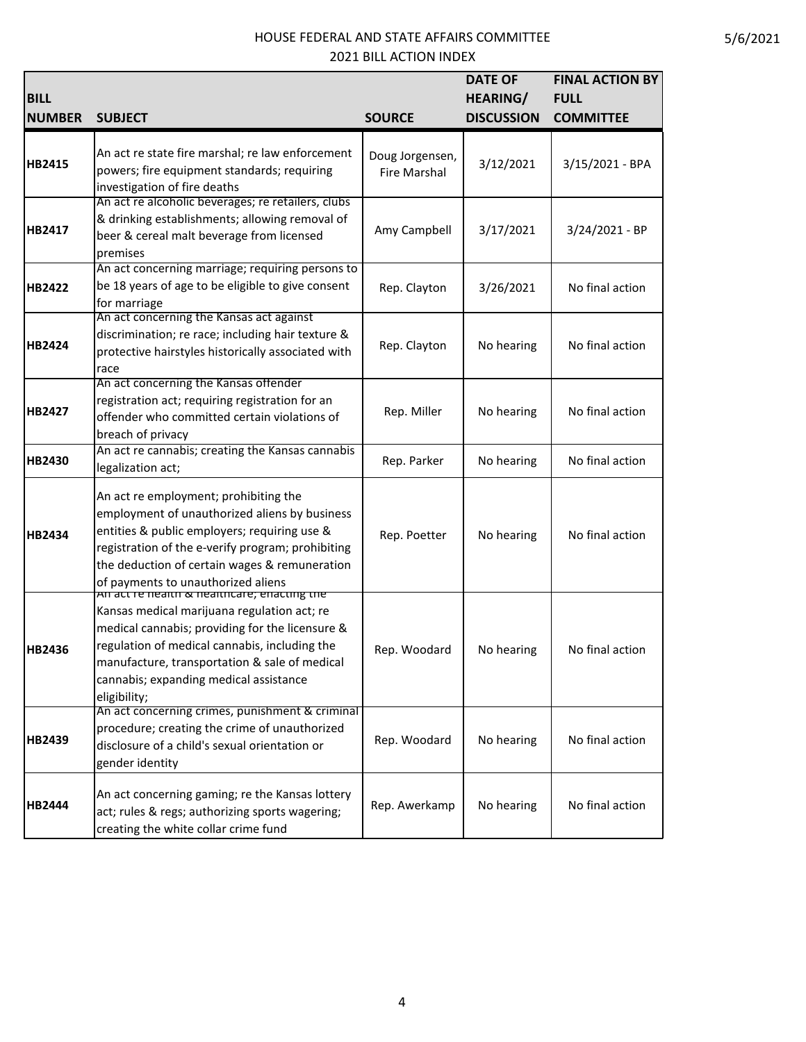# HOUSE FEDERAL AND STATE AFFAIRS COMMITTEE

## 2021 BILL ACTION INDEX

5/6/2021

| BILL NUMBER | SUBJECT | SOURCE | DATE OF HEARING/ DISCUSSION | FINAL ACTION BY FULL COMMITTEE |
|---|---|---|---|---|
| **HB2415** | An act re state fire marshal; re law enforcement powers; fire equipment standards; requiring investigation of fire deaths | Doug Jorgensen, Fire Marshal | 3/12/2021 | 3/15/2021 - BPA |
| **HB2417** | An act re alcoholic beverages; re retailers, clubs & drinking establishments; allowing removal of beer & cereal malt beverage from licensed premises | Amy Campbell | 3/17/2021 | 3/24/2021 - BP |
| **HB2422** | An act concerning marriage; requiring persons to be 18 years of age to be eligible to give consent for marriage | Rep. Clayton | 3/26/2021 | No final action |
| **HB2424** | An act concerning the Kansas act against discrimination; re race; including hair texture & protective hairstyles historically associated with race | Rep. Clayton | No hearing | No final action |
| **HB2427** | An act concerning the Kansas offender registration act; requiring registration for an offender who committed certain violations of breach of privacy | Rep. Miller | No hearing | No final action |
| **HB2430** | An act re cannabis; creating the Kansas cannabis legalization act; | Rep. Parker | No hearing | No final action |
| **HB2434** | An act re employment; prohibiting the employment of unauthorized aliens by business entities & public employers; requiring use & registration of the e-verify program; prohibiting the deduction of certain wages & remuneration of payments to unauthorized aliens | Rep. Poetter | No hearing | No final action |
| **HB2436** | An act re health & healthcare; enacting the Kansas medical marijuana regulation act; re medical cannabis; providing for the licensure & regulation of medical cannabis, including the manufacture, transportation & sale of medical cannabis; expanding medical assistance eligibility; | Rep. Woodard | No hearing | No final action |
| **HB2439** | An act concerning crimes, punishment & criminal procedure; creating the crime of unauthorized disclosure of a child's sexual orientation or gender identity | Rep. Woodard | No hearing | No final action |
| **HB2444** | An act concerning gaming; re the Kansas lottery act; rules & regs; authorizing sports wagering; creating the white collar crime fund | Rep. Awerkamp | No hearing | No final action |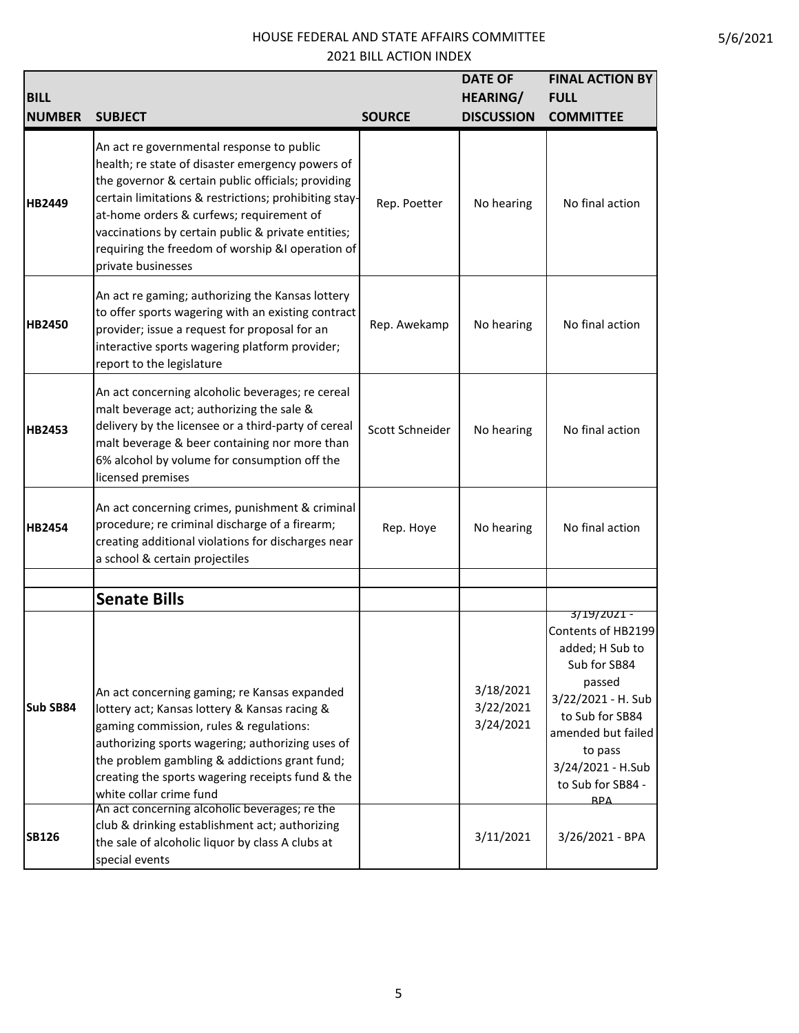HOUSE FEDERAL AND STATE AFFAIRS COMMITTEE

2021 BILL ACTION INDEX

5/6/2021

| BILL NUMBER | SUBJECT | SOURCE | DATE OF HEARING/ DISCUSSION | FINAL ACTION BY FULL COMMITTEE |
|---|---|---|---|---|
| HB2449 | An act re governmental response to public health; re state of disaster emergency powers of the governor & certain public officials; providing certain limitations & restrictions; prohibiting stay-at-home orders & curfews; requirement of vaccinations by certain public & private entities; requiring the freedom of worship &I operation of private businesses | Rep. Poetter | No hearing | No final action |
| HB2450 | An act re gaming; authorizing the Kansas lottery to offer sports wagering with an existing contract provider; issue a request for proposal for an interactive sports wagering platform provider; report to the legislature | Rep. Awekamp | No hearing | No final action |
| HB2453 | An act concerning alcoholic beverages; re cereal malt beverage act; authorizing the sale & delivery by the licensee or a third-party of cereal malt beverage & beer containing nor more than 6% alcohol by volume for consumption off the licensed premises | Scott Schneider | No hearing | No final action |
| HB2454 | An act concerning crimes, punishment & criminal procedure; re criminal discharge of a firearm; creating additional violations for discharges near a school & certain projectiles | Rep. Hoye | No hearing | No final action |
| | | | | |
| | **Senate Bills** | | | |
| Sub SB84 | An act concerning gaming; re Kansas expanded lottery act; Kansas lottery & Kansas racing & gaming commission, rules & regulations: authorizing sports wagering; authorizing uses of the problem gambling & addictions grant fund; creating the sports wagering receipts fund & the white collar crime fund | | 3/18/2021 3/22/2021 3/24/2021 | 3/19/2021 - Contents of HB2199 added; H Sub to Sub for SB84 passed 3/22/2021 - H. Sub to Sub for SB84 amended but failed to pass 3/24/2021 - H.Sub to Sub for SB84 - BPA |
| SB126 | An act concerning alcoholic beverages; re the club & drinking establishment act; authorizing the sale of alcoholic liquor by class A clubs at special events | | 3/11/2021 | 3/26/2021 - BPA |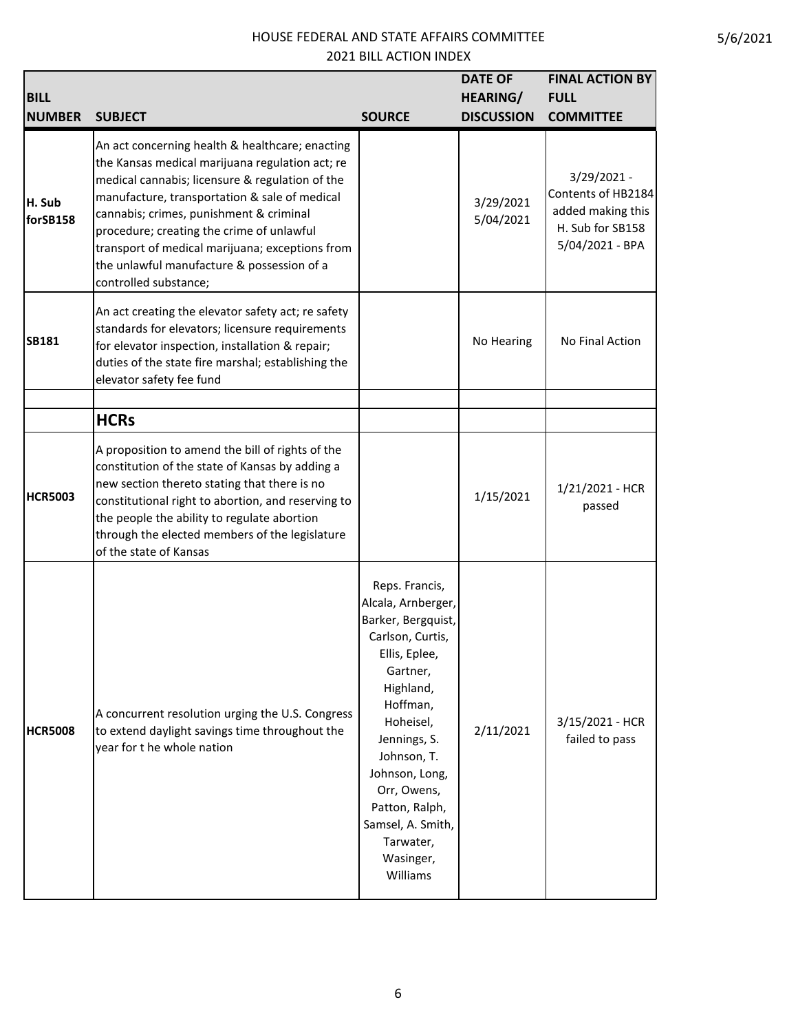| BILL NUMBER | SUBJECT | SOURCE | DATE OF HEARING/ DISCUSSION | FINAL ACTION BY FULL COMMITTEE |
|---|---|---|---|---|
| H. Sub forSB158 | An act concerning health & healthcare; enacting the Kansas medical marijuana regulation act; re medical cannabis; licensure & regulation of the manufacture, transportation & sale of medical cannabis; crimes, punishment & criminal procedure; creating the crime of unlawful transport of medical marijuana; exceptions from the unlawful manufacture & possession of a controlled substance; | | 3/29/2021 5/04/2021 | 3/29/2021 - Contents of HB2184 added making this H. Sub for SB158 5/04/2021 - BPA |
| SB181 | An act creating the elevator safety act; re safety standards for elevators; licensure requirements for elevator inspection, installation & repair; duties of the state fire marshal; establishing the elevator safety fee fund | | No Hearing | No Final Action |
| | | | | |
| | **HCRs** | | | |
| HCR5003 | A proposition to amend the bill of rights of the constitution of the state of Kansas by adding a new section thereto stating that there is no constitutional right to abortion, and reserving to the people the ability to regulate abortion through the elected members of the legislature of the state of Kansas | | 1/15/2021 | 1/21/2021 - HCR passed |
| HCR5008 | A concurrent resolution urging the U.S. Congress to extend daylight savings time throughout the year for t he whole nation | Reps. Francis, Alcala, Arnberger, Barker, Bergquist, Carlson, Curtis, Ellis, Eplee, Gartner, Highland, Hoffman, Hoheisel, Jennings, S. Johnson, T. Johnson, Long, Orr, Owens, Patton, Ralph, Samsel, A. Smith, Tarwater, Wasinger, Williams | 2/11/2021 | 3/15/2021 - HCR failed to pass |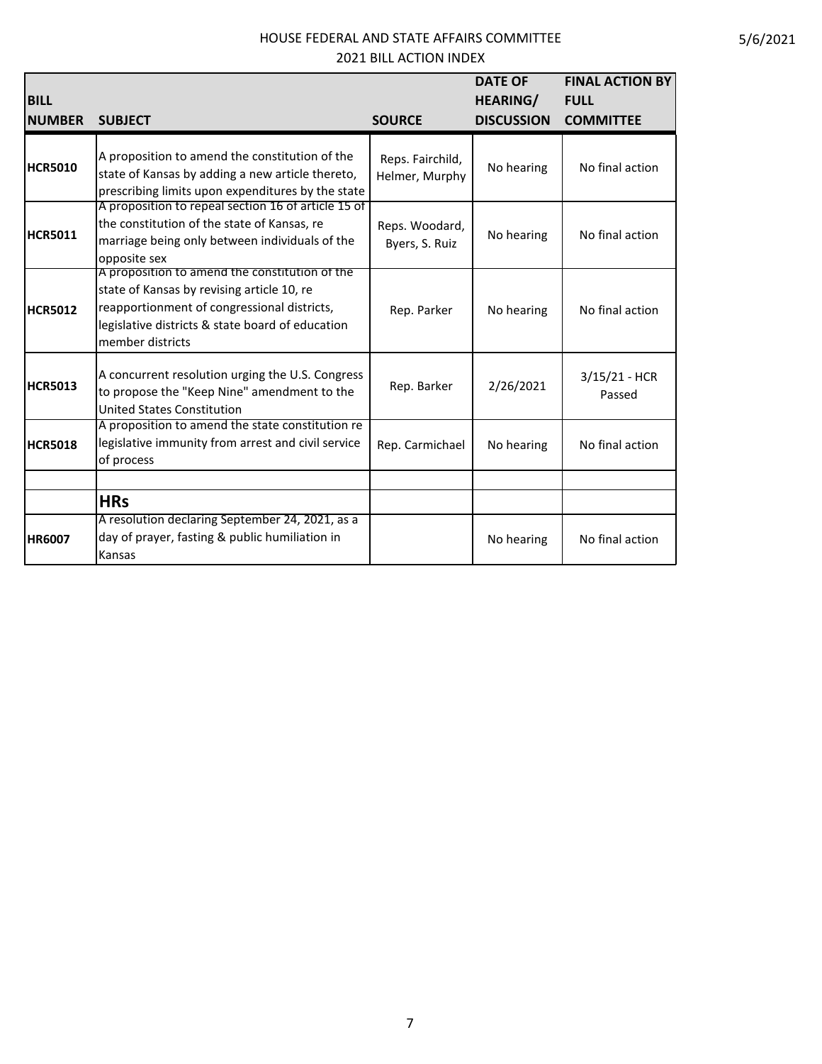# HOUSE FEDERAL AND STATE AFFAIRS COMMITTEE

## 2021 BILL ACTION INDEX

5/6/2021

| BILL NUMBER | SUBJECT | SOURCE | DATE OF HEARING/ DISCUSSION | FINAL ACTION BY FULL COMMITTEE |
|---|---|---|---|---|
| **HCR5010** | A proposition to amend the constitution of the state of Kansas by adding a new article thereto, prescribing limits upon expenditures by the state | Reps. Fairchild, Helmer, Murphy | No hearing | No final action |
| **HCR5011** | A proposition to repeal section 16 of article 15 of the constitution of the state of Kansas, re marriage being only between individuals of the opposite sex | Reps. Woodard, Byers, S. Ruiz | No hearing | No final action |
| **HCR5012** | A proposition to amend the constitution of the state of Kansas by revising article 10, re reapportionment of congressional districts, legislative districts & state board of education member districts | Rep. Parker | No hearing | No final action |
| **HCR5013** | A concurrent resolution urging the U.S. Congress to propose the "Keep Nine" amendment to the United States Constitution | Rep. Barker | 2/26/2021 | 3/15/21 - HCR Passed |
| **HCR5018** | A proposition to amend the state constitution re legislative immunity from arrest and civil service of process | Rep. Carmichael | No hearing | No final action |
| | | | | |
| | **HRs** | | | |
| **HR6007** | A resolution declaring September 24, 2021, as a day of prayer, fasting & public humiliation in Kansas | | No hearing | No final action |